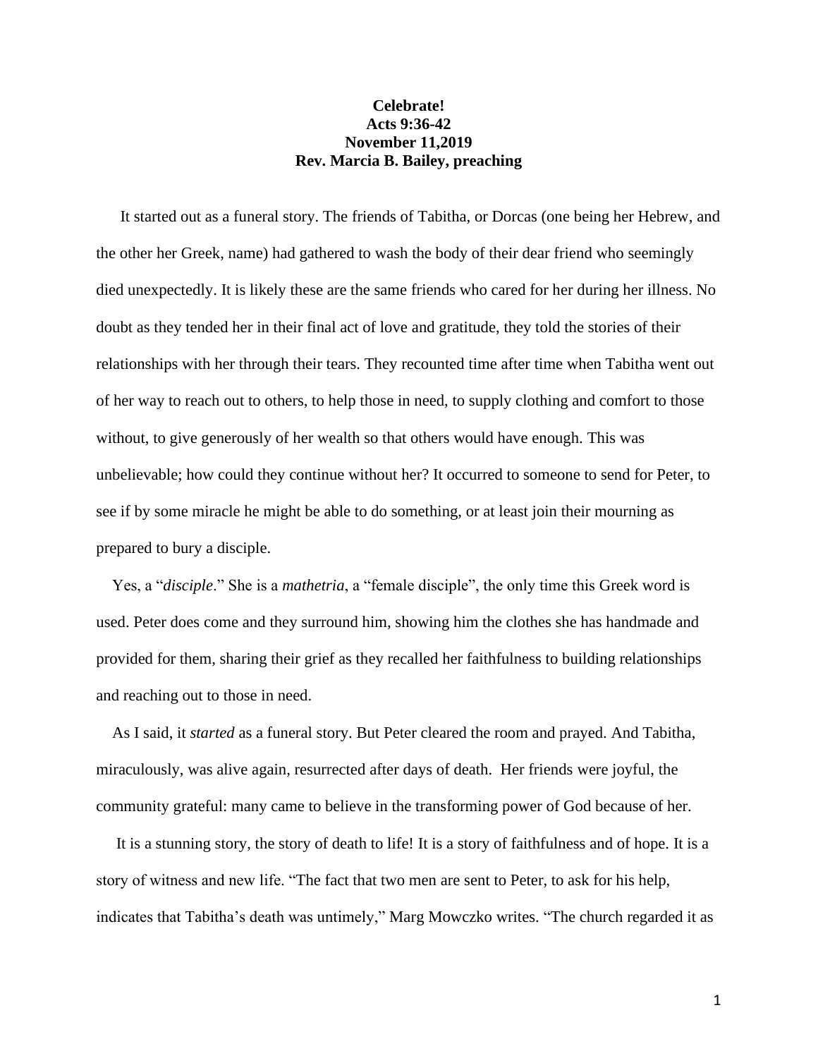**Celebrate!**
**Acts 9:36-42**
**November 11,2019**
**Rev. Marcia B. Bailey, preaching**

It started out as a funeral story. The friends of Tabitha, or Dorcas (one being her Hebrew, and the other her Greek, name) had gathered to wash the body of their dear friend who seemingly died unexpectedly. It is likely these are the same friends who cared for her during her illness. No doubt as they tended her in their final act of love and gratitude, they told the stories of their relationships with her through their tears. They recounted time after time when Tabitha went out of her way to reach out to others, to help those in need, to supply clothing and comfort to those without, to give generously of her wealth so that others would have enough. This was unbelievable; how could they continue without her? It occurred to someone to send for Peter, to see if by some miracle he might be able to do something, or at least join their mourning as prepared to bury a disciple.

Yes, a "*disciple*." She is a *mathetria*, a "female disciple", the only time this Greek word is used. Peter does come and they surround him, showing him the clothes she has handmade and provided for them, sharing their grief as they recalled her faithfulness to building relationships and reaching out to those in need.

As I said, it *started* as a funeral story. But Peter cleared the room and prayed. And Tabitha, miraculously, was alive again, resurrected after days of death. Her friends were joyful, the community grateful: many came to believe in the transforming power of God because of her.

It is a stunning story, the story of death to life! It is a story of faithfulness and of hope. It is a story of witness and new life. "The fact that two men are sent to Peter, to ask for his help, indicates that Tabitha's death was untimely," Marg Mowczko writes. "The church regarded it as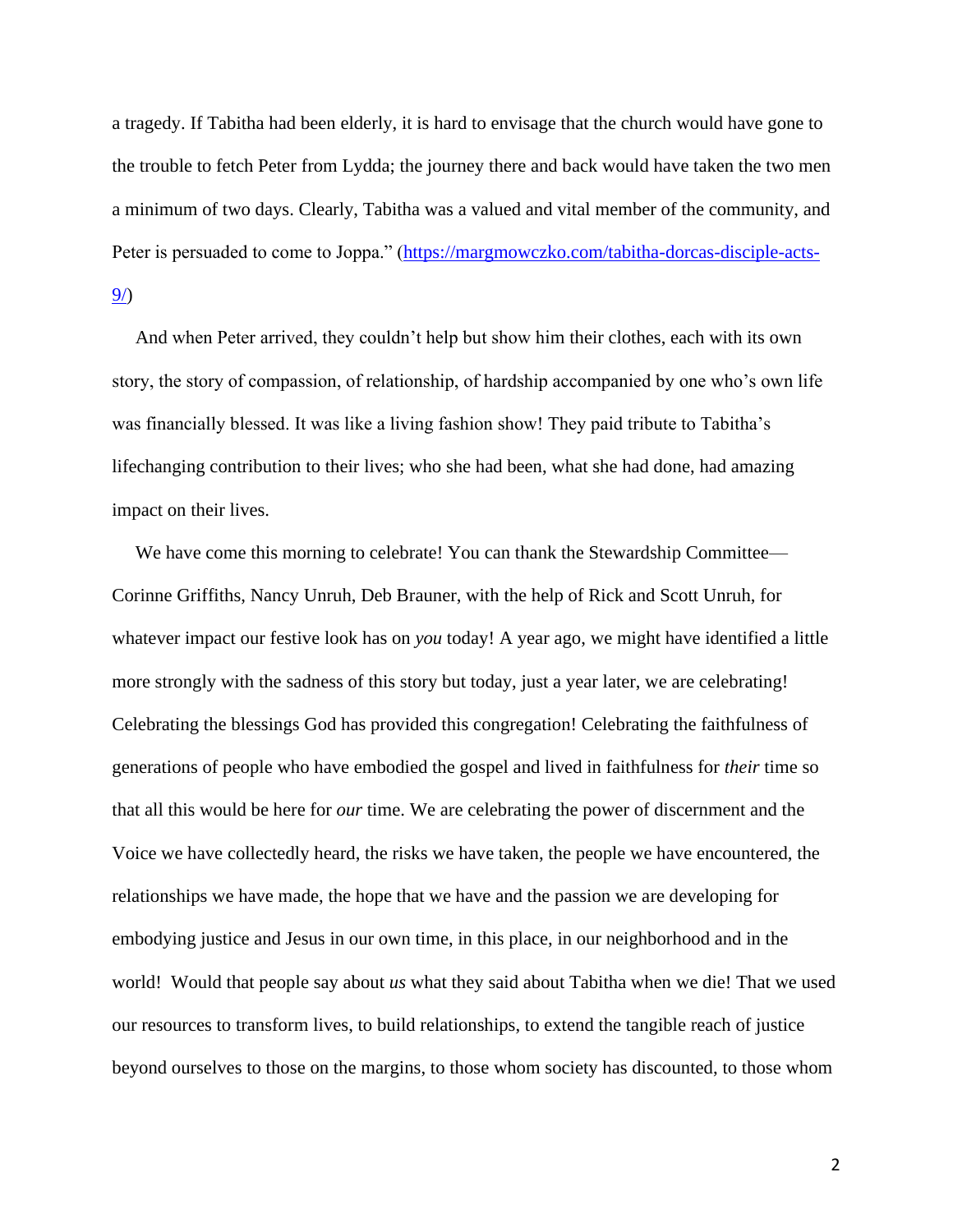a tragedy. If Tabitha had been elderly, it is hard to envisage that the church would have gone to the trouble to fetch Peter from Lydda; the journey there and back would have taken the two men a minimum of two days. Clearly, Tabitha was a valued and vital member of the community, and Peter is persuaded to come to Joppa." ([https://margmowczko.com/tabitha-dorcas-disciple-acts-9/](https://margmowczko.com/tabitha-dorcas-disciple-acts-9/))

And when Peter arrived, they couldn't help but show him their clothes, each with its own story, the story of compassion, of relationship, of hardship accompanied by one who's own life was financially blessed. It was like a living fashion show! They paid tribute to Tabitha's lifechanging contribution to their lives; who she had been, what she had done, had amazing impact on their lives.

We have come this morning to celebrate! You can thank the Stewardship Committee—Corinne Griffiths, Nancy Unruh, Deb Brauner, with the help of Rick and Scott Unruh, for whatever impact our festive look has on *you* today! A year ago, we might have identified a little more strongly with the sadness of this story but today, just a year later, we are celebrating! Celebrating the blessings God has provided this congregation! Celebrating the faithfulness of generations of people who have embodied the gospel and lived in faithfulness for *their* time so that all this would be here for *our* time. We are celebrating the power of discernment and the Voice we have collectedly heard, the risks we have taken, the people we have encountered, the relationships we have made, the hope that we have and the passion we are developing for embodying justice and Jesus in our own time, in this place, in our neighborhood and in the world! Would that people say about *us* what they said about Tabitha when we die! That we used our resources to transform lives, to build relationships, to extend the tangible reach of justice beyond ourselves to those on the margins, to those whom society has discounted, to those whom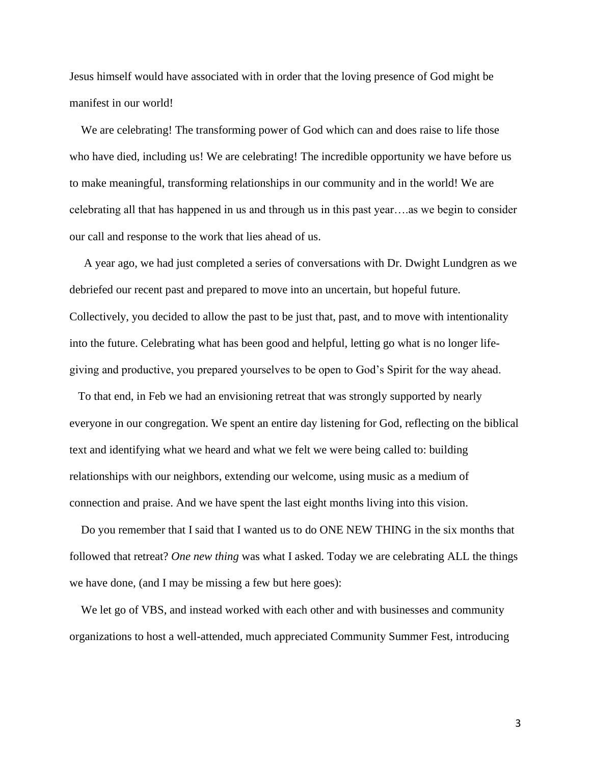Jesus himself would have associated with in order that the loving presence of God might be manifest in our world!

We are celebrating! The transforming power of God which can and does raise to life those who have died, including us! We are celebrating! The incredible opportunity we have before us to make meaningful, transforming relationships in our community and in the world! We are celebrating all that has happened in us and through us in this past year….as we begin to consider our call and response to the work that lies ahead of us.

A year ago, we had just completed a series of conversations with Dr. Dwight Lundgren as we debriefed our recent past and prepared to move into an uncertain, but hopeful future. Collectively, you decided to allow the past to be just that, past, and to move with intentionality into the future. Celebrating what has been good and helpful, letting go what is no longer life-giving and productive, you prepared yourselves to be open to God's Spirit for the way ahead.

To that end, in Feb we had an envisioning retreat that was strongly supported by nearly everyone in our congregation. We spent an entire day listening for God, reflecting on the biblical text and identifying what we heard and what we felt we were being called to: building relationships with our neighbors, extending our welcome, using music as a medium of connection and praise. And we have spent the last eight months living into this vision.

Do you remember that I said that I wanted us to do ONE NEW THING in the six months that followed that retreat? *One new thing* was what I asked. Today we are celebrating ALL the things we have done, (and I may be missing a few but here goes):

We let go of VBS, and instead worked with each other and with businesses and community organizations to host a well-attended, much appreciated Community Summer Fest, introducing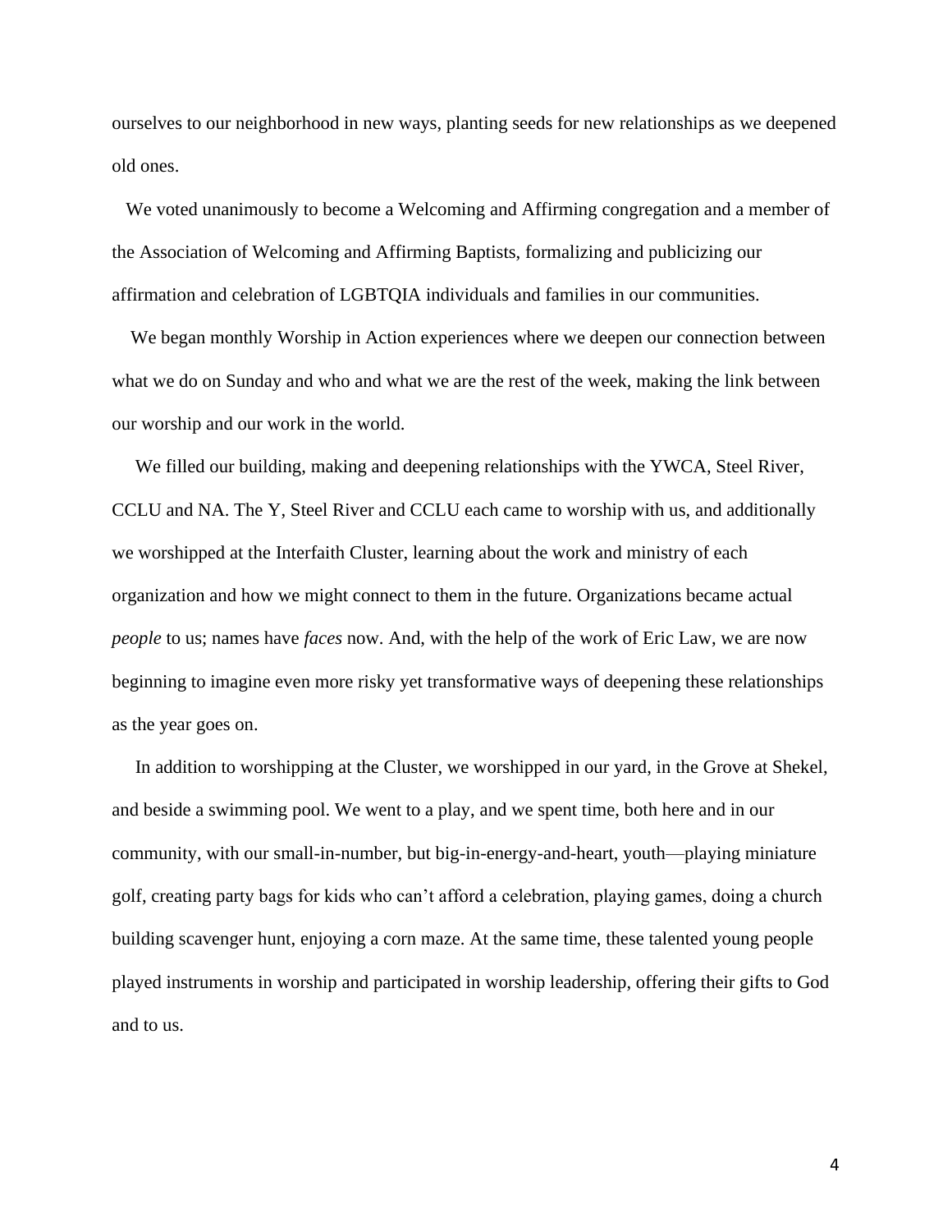ourselves to our neighborhood in new ways, planting seeds for new relationships as we deepened old ones.

We voted unanimously to become a Welcoming and Affirming congregation and a member of the Association of Welcoming and Affirming Baptists, formalizing and publicizing our affirmation and celebration of LGBTQIA individuals and families in our communities.

We began monthly Worship in Action experiences where we deepen our connection between what we do on Sunday and who and what we are the rest of the week, making the link between our worship and our work in the world.

We filled our building, making and deepening relationships with the YWCA, Steel River, CCLU and NA. The Y, Steel River and CCLU each came to worship with us, and additionally we worshipped at the Interfaith Cluster, learning about the work and ministry of each organization and how we might connect to them in the future. Organizations became actual *people* to us; names have *faces* now. And, with the help of the work of Eric Law, we are now beginning to imagine even more risky yet transformative ways of deepening these relationships as the year goes on.

In addition to worshipping at the Cluster, we worshipped in our yard, in the Grove at Shekel, and beside a swimming pool. We went to a play, and we spent time, both here and in our community, with our small-in-number, but big-in-energy-and-heart, youth—playing miniature golf, creating party bags for kids who can't afford a celebration, playing games, doing a church building scavenger hunt, enjoying a corn maze. At the same time, these talented young people played instruments in worship and participated in worship leadership, offering their gifts to God and to us.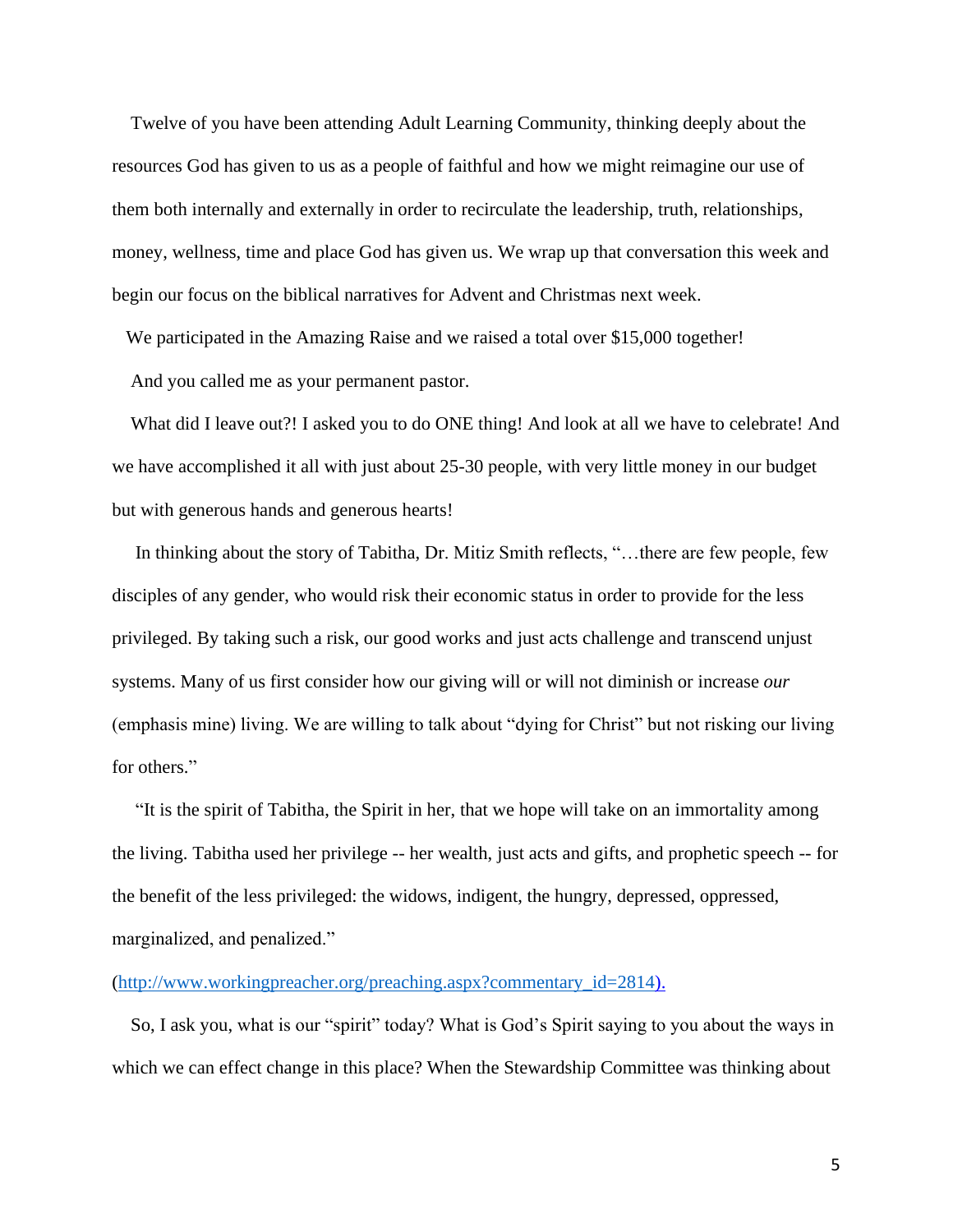Twelve of you have been attending Adult Learning Community, thinking deeply about the resources God has given to us as a people of faithful and how we might reimagine our use of them both internally and externally in order to recirculate the leadership, truth, relationships, money, wellness, time and place God has given us. We wrap up that conversation this week and begin our focus on the biblical narratives for Advent and Christmas next week.

We participated in the Amazing Raise and we raised a total over $15,000 together!

And you called me as your permanent pastor.

What did I leave out?! I asked you to do ONE thing! And look at all we have to celebrate! And we have accomplished it all with just about 25-30 people, with very little money in our budget but with generous hands and generous hearts!

In thinking about the story of Tabitha, Dr. Mitiz Smith reflects, "…there are few people, few disciples of any gender, who would risk their economic status in order to provide for the less privileged. By taking such a risk, our good works and just acts challenge and transcend unjust systems. Many of us first consider how our giving will or will not diminish or increase *our* (emphasis mine) living. We are willing to talk about "dying for Christ" but not risking our living for others."

"It is the spirit of Tabitha, the Spirit in her, that we hope will take on an immortality among the living. Tabitha used her privilege -- her wealth, just acts and gifts, and prophetic speech -- for the benefit of the less privileged: the widows, indigent, the hungry, depressed, oppressed, marginalized, and penalized."

(http://www.workingpreacher.org/preaching.aspx?commentary_id=2814).

So, I ask you, what is our "spirit" today? What is God's Spirit saying to you about the ways in which we can effect change in this place? When the Stewardship Committee was thinking about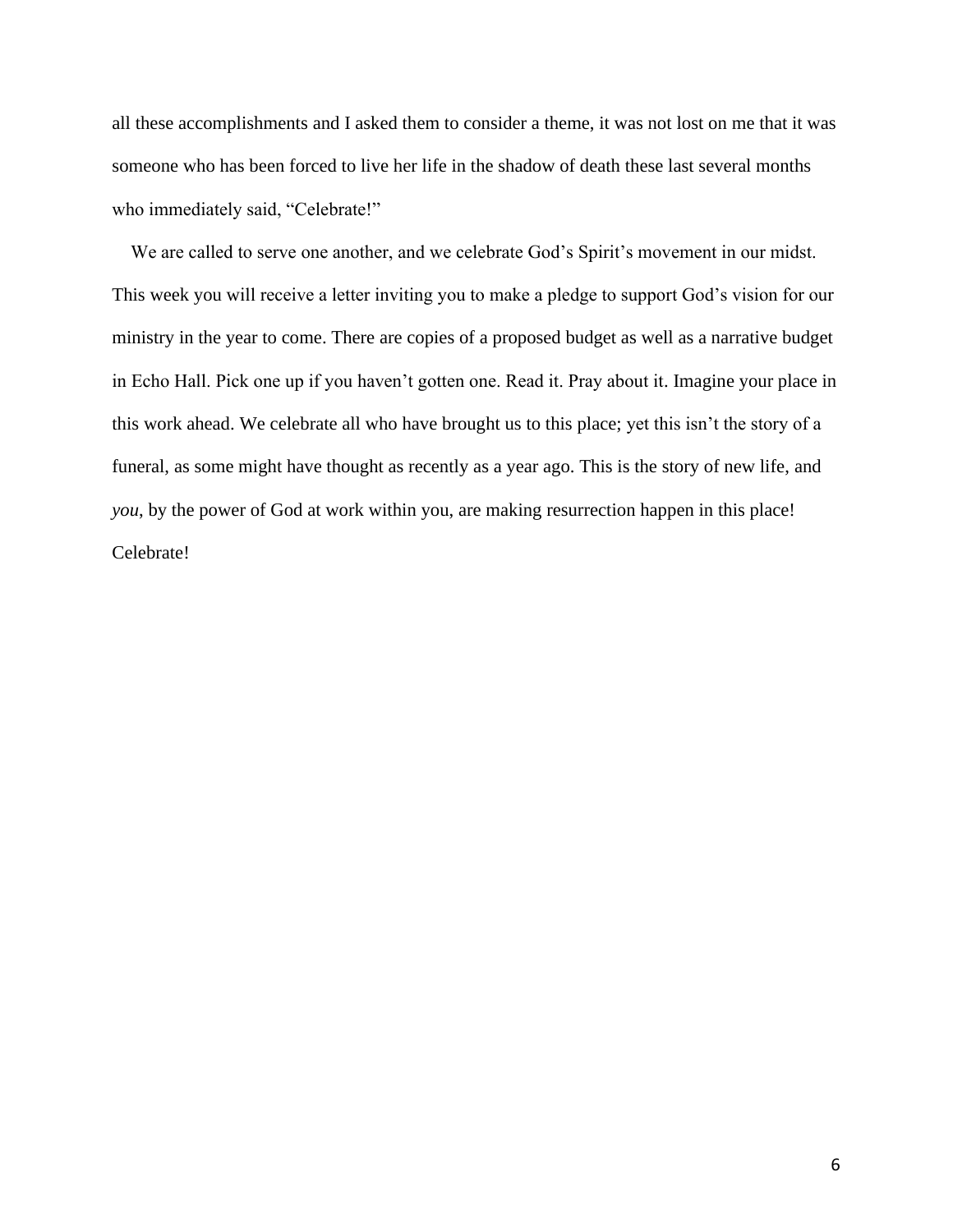all these accomplishments and I asked them to consider a theme, it was not lost on me that it was someone who has been forced to live her life in the shadow of death these last several months who immediately said, "Celebrate!"

We are called to serve one another, and we celebrate God's Spirit's movement in our midst. This week you will receive a letter inviting you to make a pledge to support God's vision for our ministry in the year to come. There are copies of a proposed budget as well as a narrative budget in Echo Hall. Pick one up if you haven't gotten one. Read it. Pray about it. Imagine your place in this work ahead. We celebrate all who have brought us to this place; yet this isn't the story of a funeral, as some might have thought as recently as a year ago. This is the story of new life, and *you*, by the power of God at work within you, are making resurrection happen in this place! Celebrate!